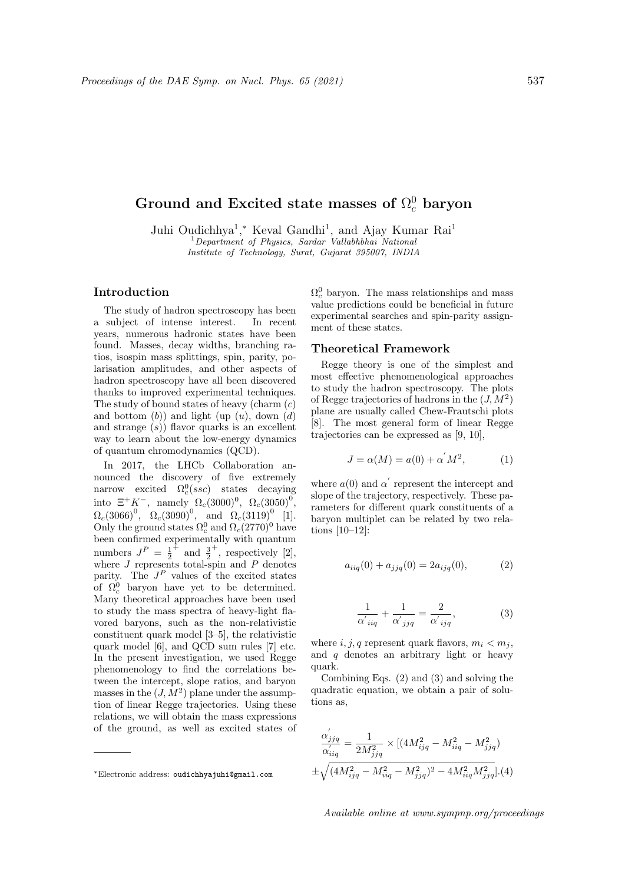# Ground and Excited state masses of $\Omega_c^0$ baryon

Juhi Oudichhya[1],* Keval Gandhi[1], and Ajay Kumar Rai[1]

[1] *Department of Physics, Sardar Vallabhbhai National Institute of Technology, Surat, Gujarat 395007, INDIA*

## Introduction

The study of hadron spectroscopy has been a subject of intense interest. In recent years, numerous hadronic states have been found. Masses, decay widths, branching ratios, isospin mass splittings, spin, parity, polarisation amplitudes, and other aspects of hadron spectroscopy have all been discovered thanks to improved experimental techniques. The study of bound states of heavy (charm ($c$) and bottom ($b$)) and light (up ($u$), down ($d$) and strange ($s$)) flavor quarks is an excellent way to learn about the low-energy dynamics of quantum chromodynamics (QCD).

In 2017, the LHCb Collaboration announced the discovery of five extremely narrow excited $\Omega_c^0(ssc)$ states decaying into $\Xi^+ K^-$, namely $\Omega_c(3000)^0$, $\Omega_c(3050)^0$, $\Omega_c(3066)^0$, $\Omega_c(3090)^0$, and $\Omega_c(3119)^0$ [1]. Only the ground states $\Omega_c^0$ and $\Omega_c(2770)^0$ have been confirmed experimentally with quantum numbers $J^P = \frac{1}{2}^+$ and $\frac{3}{2}^+$, respectively [2], where $J$ represents total-spin and $P$ denotes parity. The $J^P$ values of the excited states of $\Omega_c^0$ baryon have yet to be determined. Many theoretical approaches have been used to study the mass spectra of heavy-light flavored baryons, such as the non-relativistic constituent quark model [3–5], the relativistic quark model [6], and QCD sum rules [7] etc. In the present investigation, we used Regge phenomenology to find the correlations between the intercept, slope ratios, and baryon masses in the $(J, M^2)$ plane under the assumption of linear Regge trajectories. Using these relations, we will obtain the mass expressions of the ground, as well as excited states of $\Omega_c^0$ baryon. The mass relationships and mass value predictions could be beneficial in future experimental searches and spin-parity assignment of these states.

## Theoretical Framework

Regge theory is one of the simplest and most effective phenomenological approaches to study the hadron spectroscopy. The plots of Regge trajectories of hadrons in the $(J, M^2)$ plane are usually called Chew-Frautschi plots [8]. The most general form of linear Regge trajectories can be expressed as [9, 10],

$$J = \alpha(M) = a(0) + \alpha^{'} M^2, \tag{1}$$

where $a(0)$ and $\alpha^{'}$ represent the intercept and slope of the trajectory, respectively. These parameters for different quark constituents of a baryon multiplet can be related by two relations [10–12]:

$$a_{iiq}(0) + a_{jjq}(0) = 2a_{ijq}(0), \tag{2}$$

$$\frac{1}{\alpha^{'}_{iiq}} + \frac{1}{\alpha^{'}_{jjq}} = \frac{2}{\alpha^{'}_{ijq}}, \tag{3}$$

where $i, j, q$ represent quark flavors, $m_i < m_j$, and $q$ denotes an arbitrary light or heavy quark.

Combining Eqs. (2) and (3) and solving the quadratic equation, we obtain a pair of solutions as,

$$\frac{\alpha^{'}_{jjq}}{\alpha^{'}_{iiq}} = \frac{1}{2M^2_{jjq}} \times [(4M^2_{ijq} - M^2_{iiq} - M^2_{jjq}) \pm \sqrt{(4M^2_{ijq} - M^2_{iiq} - M^2_{jjq})^2 - 4M^2_{iiq}M^2_{jjq}}]. \tag{4}$$

*Electronic address: oudichhyajuhi@gmail.com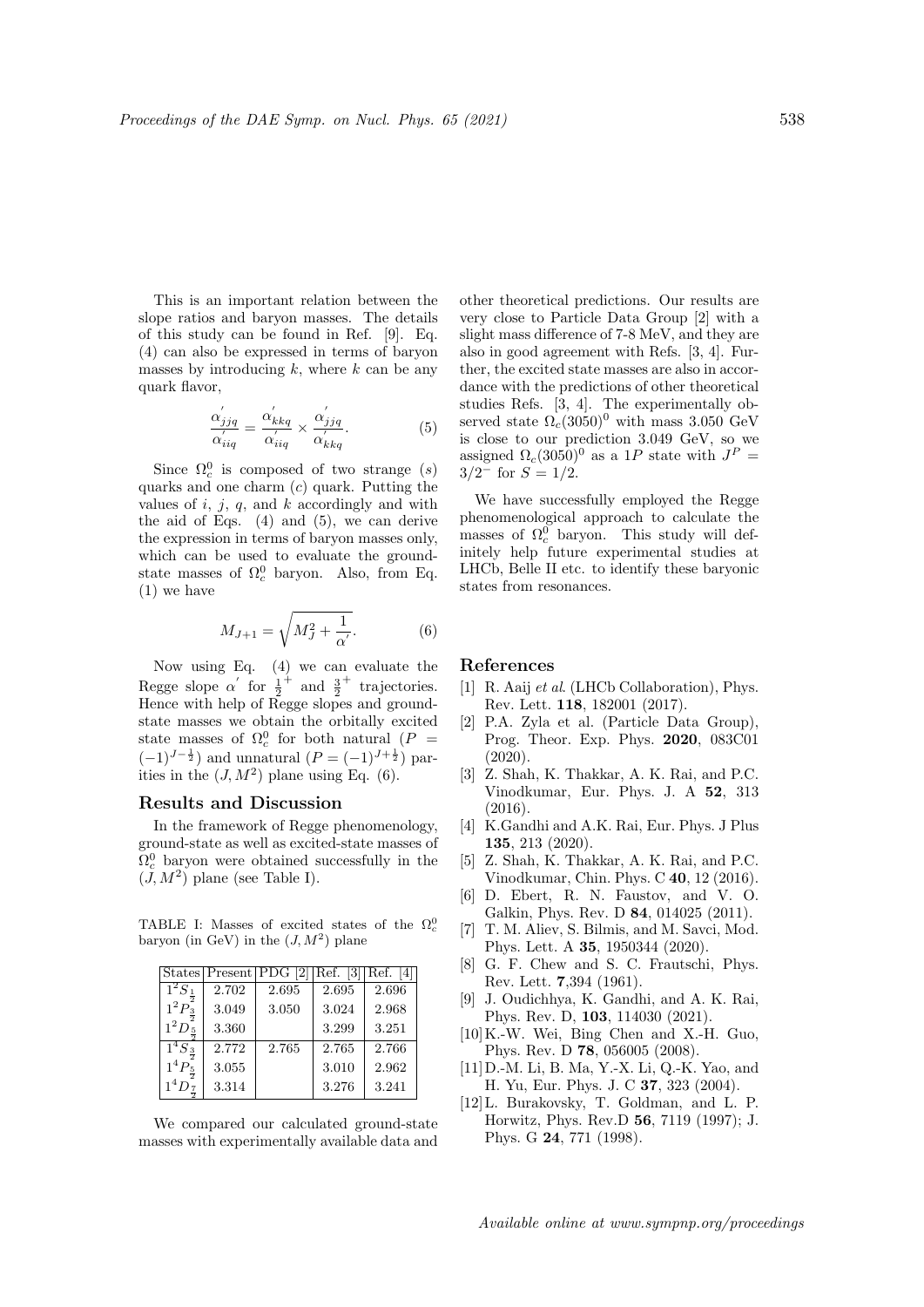This is an important relation between the slope ratios and baryon masses. The details of this study can be found in Ref. [9]. Eq. (4) can also be expressed in terms of baryon masses by introducing $k$, where $k$ can be any quark flavor,

$$\frac{\alpha'_{jjq}}{\alpha'_{iiq}} = \frac{\alpha'_{kkq}}{\alpha'_{iiq}} \times \frac{\alpha'_{jjq}}{\alpha'_{kkq}}. \tag{5}$$

Since $\Omega_c^0$ is composed of two strange ($s$) quarks and one charm ($c$) quark. Putting the values of $i$, $j$, $q$, and $k$ accordingly and with the aid of Eqs. (4) and (5), we can derive the expression in terms of baryon masses only, which can be used to evaluate the ground-state masses of $\Omega_c^0$ baryon. Also, from Eq. (1) we have

$$M_{J+1} = \sqrt{M_J^2 + \frac{1}{\alpha'}}. \tag{6}$$

Now using Eq. (4) we can evaluate the Regge slope $\alpha'$ for $\frac{1}{2}^+$ and $\frac{3}{2}^+$ trajectories. Hence with help of Regge slopes and ground-state masses we obtain the orbitally excited state masses of $\Omega_c^0$ for both natural ($P = (-1)^{J-\frac{1}{2}}$) and unnatural ($P = (-1)^{J+\frac{1}{2}}$) parities in the $(J, M^2)$ plane using Eq. (6).

## Results and Discussion

In the framework of Regge phenomenology, ground-state as well as excited-state masses of $\Omega_c^0$ baryon were obtained successfully in the $(J, M^2)$ plane (see Table I).

TABLE I: Masses of excited states of the $\Omega_c^0$ baryon (in GeV) in the $(J, M^2)$ plane

| States | Present | PDG [2] | Ref. [3] | Ref. [4] |
|---|---|---|---|---|
| $1^2S_{\frac{1}{2}}$ | 2.702 | 2.695 | 2.695 | 2.696 |
| $1^2P_{\frac{3}{2}}$ | 3.049 | 3.050 | 3.024 | 2.968 |
| $1^2D_{\frac{5}{2}}$ | 3.360 | | 3.299 | 3.251 |
| $1^4S_{\frac{3}{2}}$ | 2.772 | 2.765 | 2.765 | 2.766 |
| $1^4P_{\frac{5}{2}}$ | 3.055 | | 3.010 | 2.962 |
| $1^4D_{\frac{7}{2}}$ | 3.314 | | 3.276 | 3.241 |

We compared our calculated ground-state masses with experimentally available data and other theoretical predictions. Our results are very close to Particle Data Group [2] with a slight mass difference of 7-8 MeV, and they are also in good agreement with Refs. [3, 4]. Further, the excited state masses are also in accordance with the predictions of other theoretical studies Refs. [3, 4]. The experimentally observed state $\Omega_c(3050)^0$ with mass 3.050 GeV is close to our prediction 3.049 GeV, so we assigned $\Omega_c(3050)^0$ as a $1P$ state with $J^P = 3/2^-$ for $S = 1/2$.

We have successfully employed the Regge phenomenological approach to calculate the masses of $\Omega_c^0$ baryon. This study will definitely help future experimental studies at LHCb, Belle II etc. to identify these baryonic states from resonances.

## References

[1] R. Aaij *et al.* (LHCb Collaboration), Phys. Rev. Lett. **118**, 182001 (2017).

[2] P.A. Zyla et al. (Particle Data Group), Prog. Theor. Exp. Phys. **2020**, 083C01 (2020).

[3] Z. Shah, K. Thakkar, A. K. Rai, and P.C. Vinodkumar, Eur. Phys. J. A **52**, 313 (2016).

[4] K.Gandhi and A.K. Rai, Eur. Phys. J Plus **135**, 213 (2020).

[5] Z. Shah, K. Thakkar, A. K. Rai, and P.C. Vinodkumar, Chin. Phys. C **40**, 12 (2016).

[6] D. Ebert, R. N. Faustov, and V. O. Galkin, Phys. Rev. D **84**, 014025 (2011).

[7] T. M. Aliev, S. Bilmis, and M. Savci, Mod. Phys. Lett. A **35**, 1950344 (2020).

[8] G. F. Chew and S. C. Frautschi, Phys. Rev. Lett. **7**,394 (1961).

[9] J. Oudichhya, K. Gandhi, and A. K. Rai, Phys. Rev. D, **103**, 114030 (2021).

[10] K.-W. Wei, Bing Chen and X.-H. Guo, Phys. Rev. D **78**, 056005 (2008).

[11] D.-M. Li, B. Ma, Y.-X. Li, Q.-K. Yao, and H. Yu, Eur. Phys. J. C **37**, 323 (2004).

[12] L. Burakovsky, T. Goldman, and L. P. Horwitz, Phys. Rev.D **56**, 7119 (1997); J. Phys. G **24**, 771 (1998).